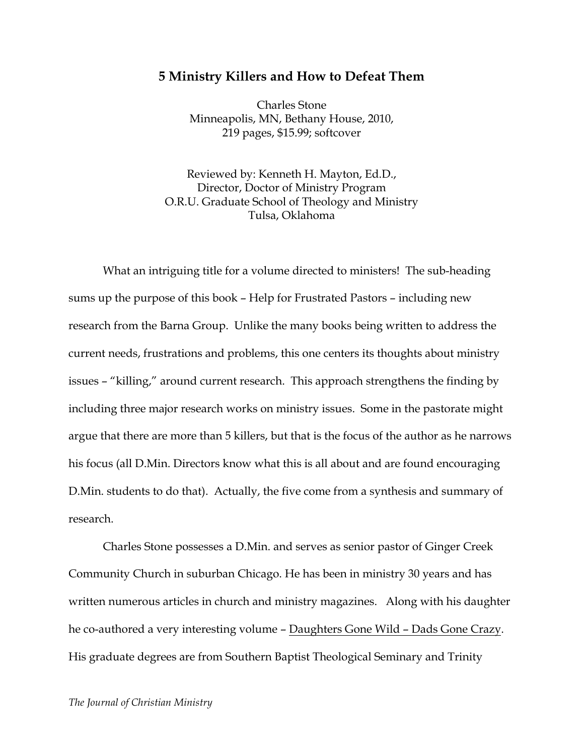# 5 Ministry Killers and How to Defeat Them

Charles Stone
Minneapolis, MN, Bethany House, 2010,
219 pages, $15.99; softcover

Reviewed by: Kenneth H. Mayton, Ed.D.,
Director, Doctor of Ministry Program
O.R.U. Graduate School of Theology and Ministry
Tulsa, Oklahoma

What an intriguing title for a volume directed to ministers! The sub-heading sums up the purpose of this book – Help for Frustrated Pastors – including new research from the Barna Group. Unlike the many books being written to address the current needs, frustrations and problems, this one centers its thoughts about ministry issues – "killing," around current research. This approach strengthens the finding by including three major research works on ministry issues. Some in the pastorate might argue that there are more than 5 killers, but that is the focus of the author as he narrows his focus (all D.Min. Directors know what this is all about and are found encouraging D.Min. students to do that). Actually, the five come from a synthesis and summary of research.

Charles Stone possesses a D.Min. and serves as senior pastor of Ginger Creek Community Church in suburban Chicago. He has been in ministry 30 years and has written numerous articles in church and ministry magazines. Along with his daughter he co-authored a very interesting volume – Daughters Gone Wild – Dads Gone Crazy. His graduate degrees are from Southern Baptist Theological Seminary and Trinity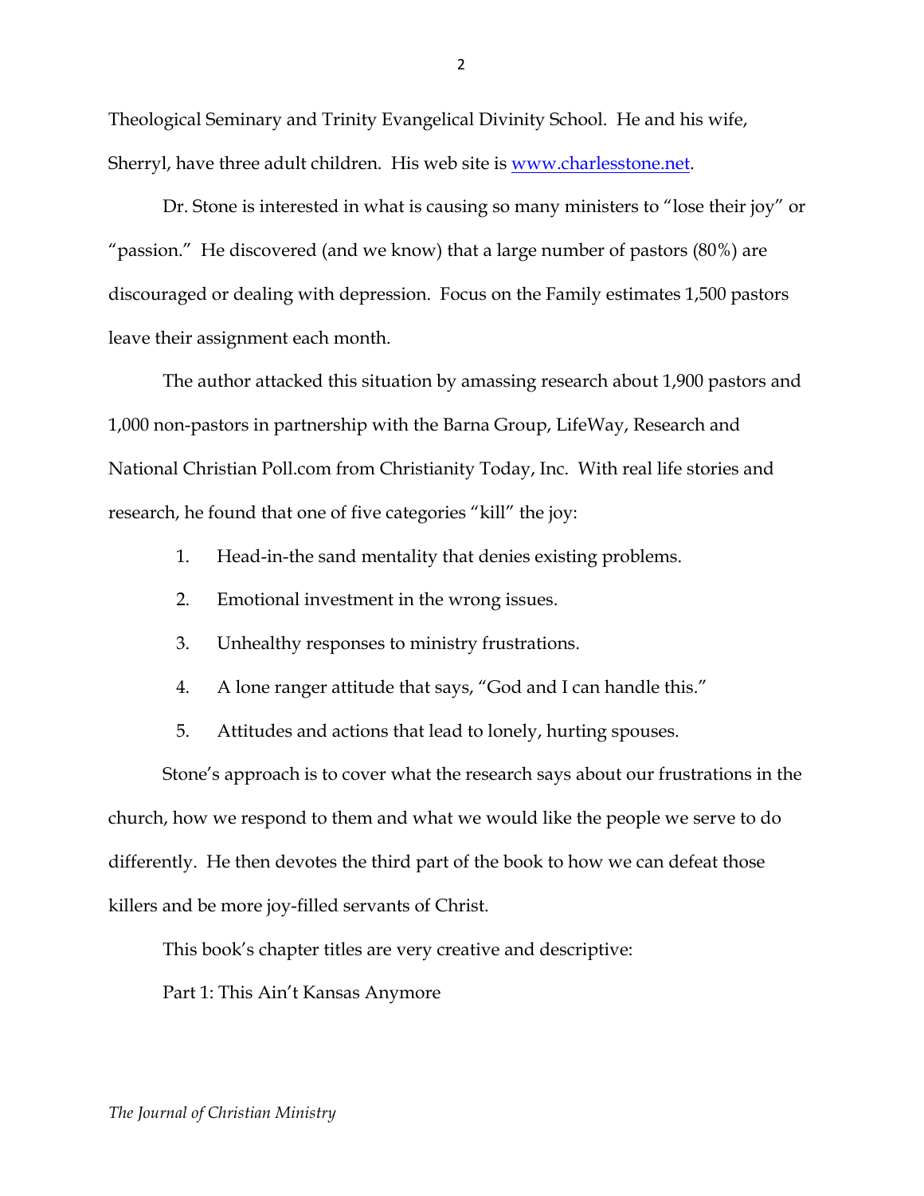Theological Seminary and Trinity Evangelical Divinity School. He and his wife, Sherryl, have three adult children. His web site is [www.charlesstone.net](http://www.charlesstone.net).

Dr. Stone is interested in what is causing so many ministers to "lose their joy" or "passion." He discovered (and we know) that a large number of pastors (80%) are discouraged or dealing with depression. Focus on the Family estimates 1,500 pastors leave their assignment each month.

The author attacked this situation by amassing research about 1,900 pastors and 1,000 non-pastors in partnership with the Barna Group, LifeWay, Research and National Christian Poll.com from Christianity Today, Inc. With real life stories and research, he found that one of five categories "kill" the joy:

1. Head-in-the sand mentality that denies existing problems.
2. Emotional investment in the wrong issues.
3. Unhealthy responses to ministry frustrations.
4. A lone ranger attitude that says, "God and I can handle this."
5. Attitudes and actions that lead to lonely, hurting spouses.

Stone's approach is to cover what the research says about our frustrations in the church, how we respond to them and what we would like the people we serve to do differently. He then devotes the third part of the book to how we can defeat those killers and be more joy-filled servants of Christ.

This book's chapter titles are very creative and descriptive:

Part 1: This Ain't Kansas Anymore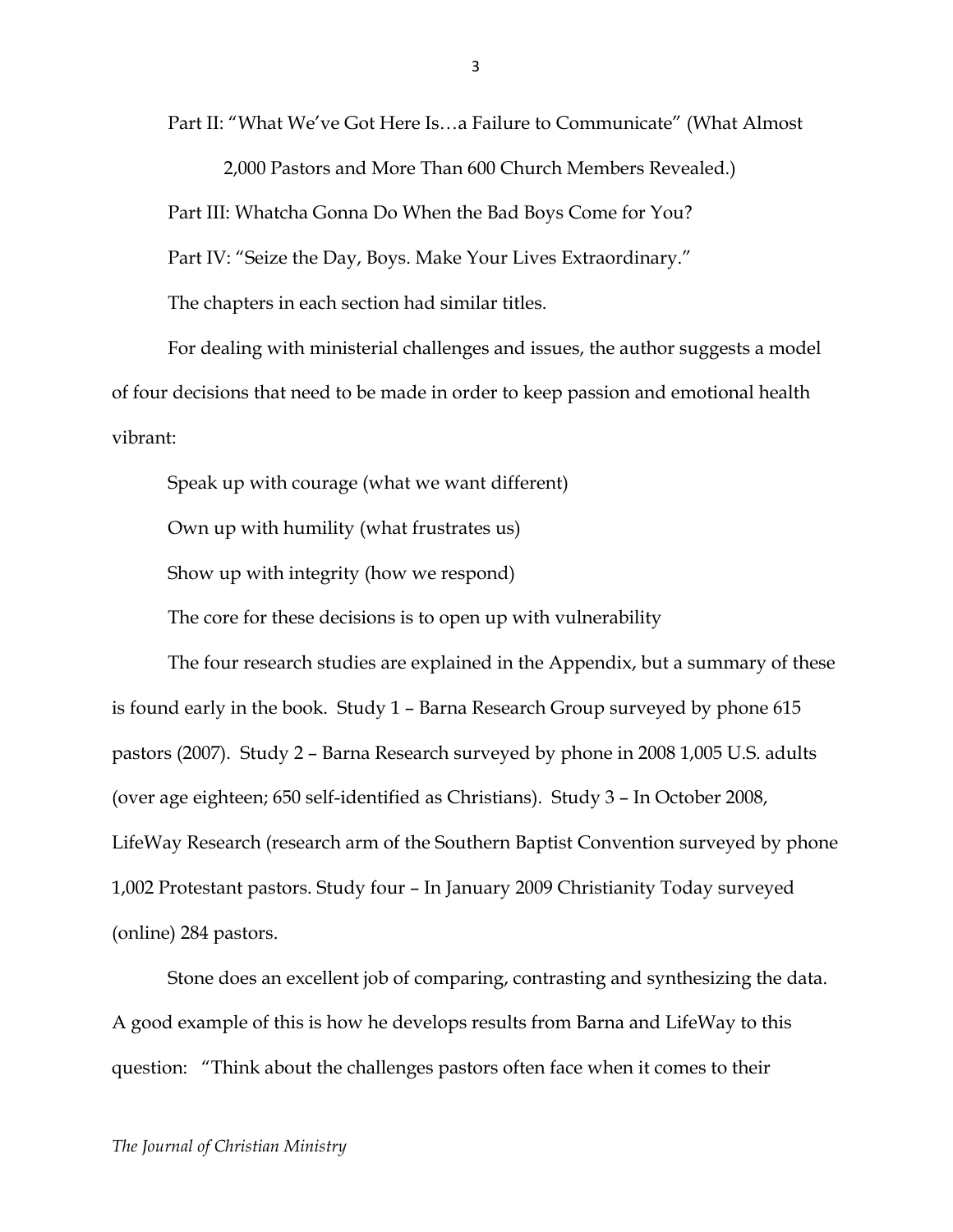Part II: "What We've Got Here Is…a Failure to Communicate" (What Almost 2,000 Pastors and More Than 600 Church Members Revealed.)

Part III: Whatcha Gonna Do When the Bad Boys Come for You?

Part IV: "Seize the Day, Boys. Make Your Lives Extraordinary."

The chapters in each section had similar titles.

For dealing with ministerial challenges and issues, the author suggests a model of four decisions that need to be made in order to keep passion and emotional health vibrant:

Speak up with courage (what we want different)

Own up with humility (what frustrates us)

Show up with integrity (how we respond)

The core for these decisions is to open up with vulnerability

The four research studies are explained in the Appendix, but a summary of these is found early in the book. Study 1 – Barna Research Group surveyed by phone 615 pastors (2007). Study 2 – Barna Research surveyed by phone in 2008 1,005 U.S. adults (over age eighteen; 650 self-identified as Christians). Study 3 – In October 2008, LifeWay Research (research arm of the Southern Baptist Convention surveyed by phone 1,002 Protestant pastors. Study four – In January 2009 Christianity Today surveyed (online) 284 pastors.

Stone does an excellent job of comparing, contrasting and synthesizing the data. A good example of this is how he develops results from Barna and LifeWay to this question: "Think about the challenges pastors often face when it comes to their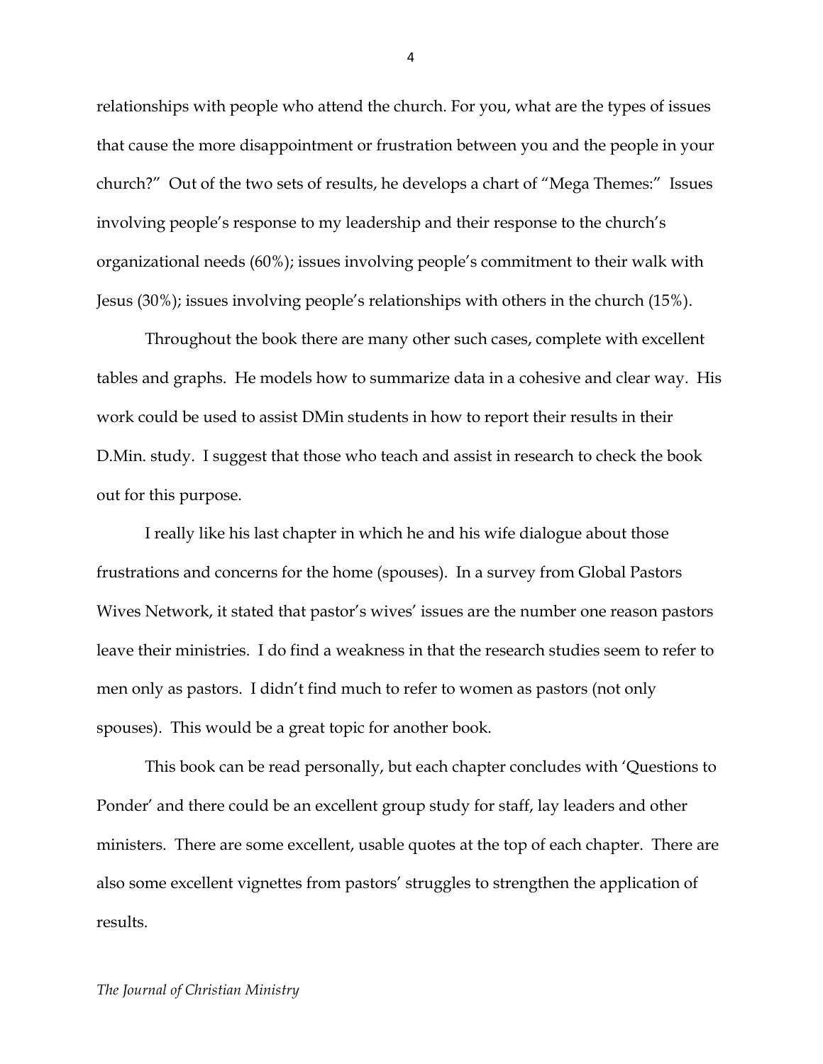relationships with people who attend the church. For you, what are the types of issues that cause the more disappointment or frustration between you and the people in your church?" Out of the two sets of results, he develops a chart of "Mega Themes:" Issues involving people's response to my leadership and their response to the church's organizational needs (60%); issues involving people's commitment to their walk with Jesus (30%); issues involving people's relationships with others in the church (15%).

Throughout the book there are many other such cases, complete with excellent tables and graphs. He models how to summarize data in a cohesive and clear way. His work could be used to assist DMin students in how to report their results in their D.Min. study. I suggest that those who teach and assist in research to check the book out for this purpose.

I really like his last chapter in which he and his wife dialogue about those frustrations and concerns for the home (spouses). In a survey from Global Pastors Wives Network, it stated that pastor's wives' issues are the number one reason pastors leave their ministries. I do find a weakness in that the research studies seem to refer to men only as pastors. I didn't find much to refer to women as pastors (not only spouses). This would be a great topic for another book.

This book can be read personally, but each chapter concludes with 'Questions to Ponder' and there could be an excellent group study for staff, lay leaders and other ministers. There are some excellent, usable quotes at the top of each chapter. There are also some excellent vignettes from pastors' struggles to strengthen the application of results.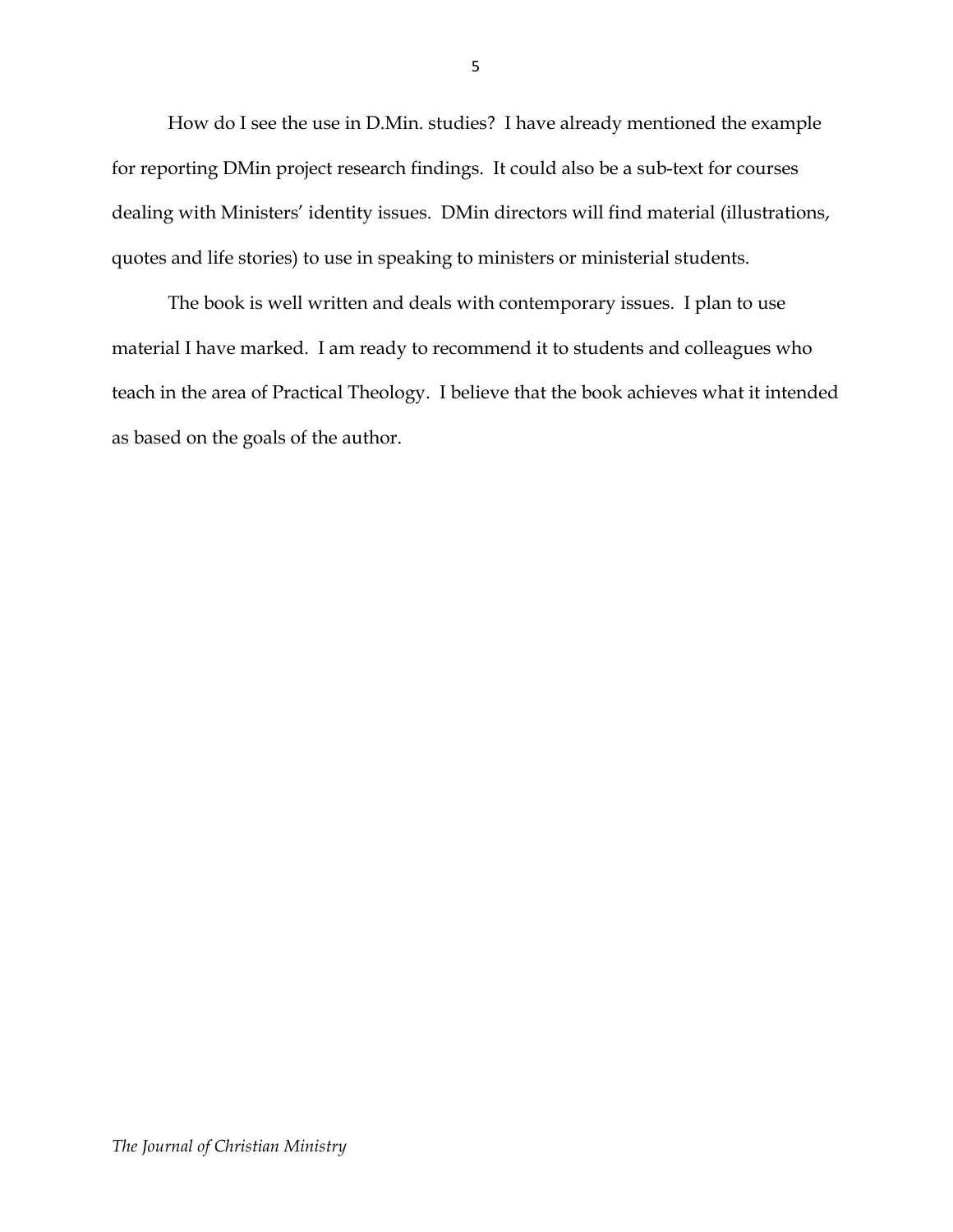How do I see the use in D.Min. studies? I have already mentioned the example for reporting DMin project research findings. It could also be a sub-text for courses dealing with Ministers' identity issues. DMin directors will find material (illustrations, quotes and life stories) to use in speaking to ministers or ministerial students.

The book is well written and deals with contemporary issues. I plan to use material I have marked. I am ready to recommend it to students and colleagues who teach in the area of Practical Theology. I believe that the book achieves what it intended as based on the goals of the author.